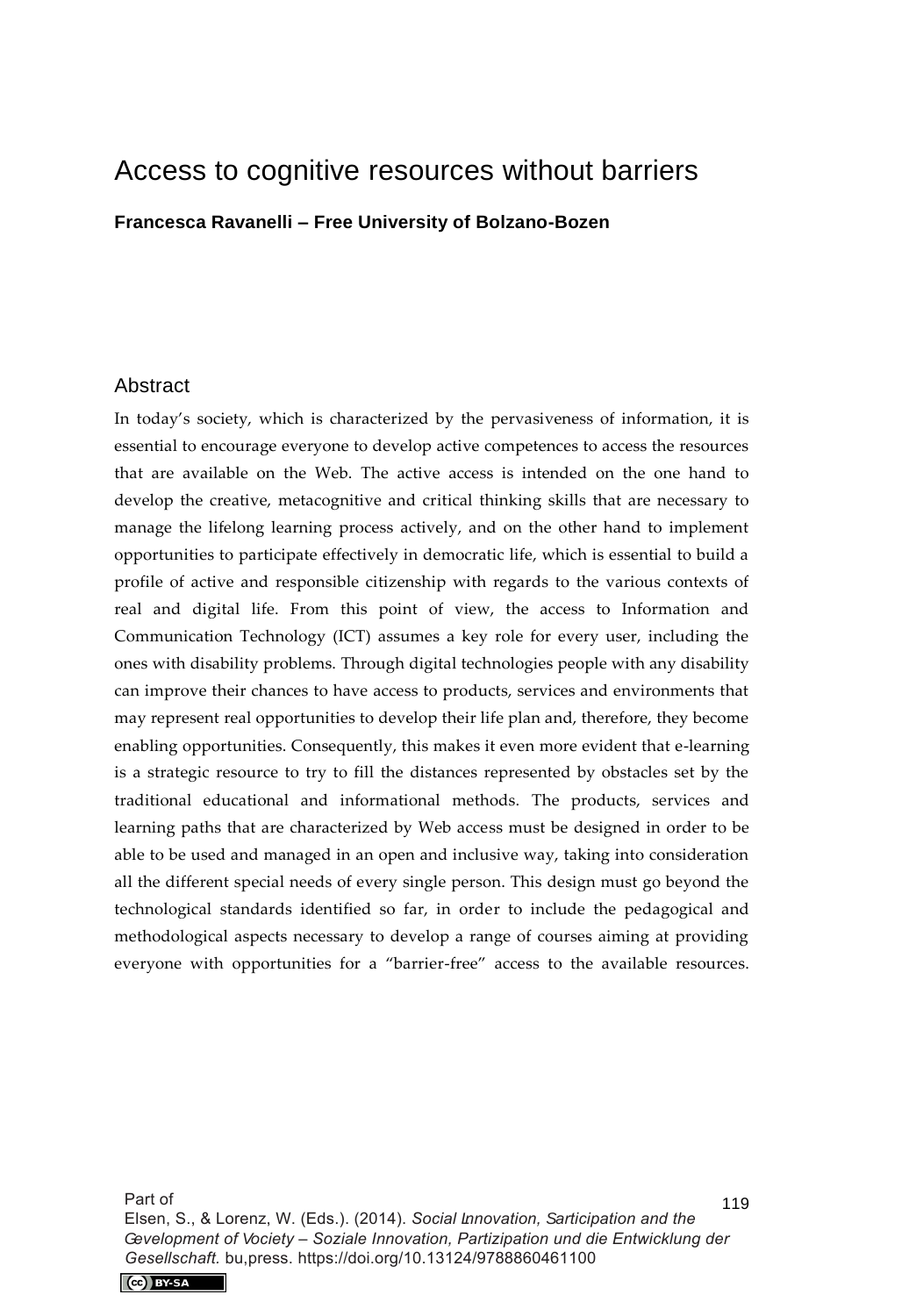# Access to cognitive resources without barriers

**Francesca Ravanelli – Free University of Bolzano-Bozen**

## Abstract

In today's society, which is characterized by the pervasiveness of information, it is essential to encourage everyone to develop active competences to access the resources that are available on the Web. The active access is intended on the one hand to develop the creative, metacognitive and critical thinking skills that are necessary to manage the lifelong learning process actively, and on the other hand to implement opportunities to participate effectively in democratic life, which is essential to build a profile of active and responsible citizenship with regards to the various contexts of real and digital life. From this point of view, the access to Information and Communication Technology (ICT) assumes a key role for every user, including the ones with disability problems. Through digital technologies people with any disability can improve their chances to have access to products, services and environments that may represent real opportunities to develop their life plan and, therefore, they become enabling opportunities. Consequently, this makes it even more evident that e-learning is a strategic resource to try to fill the distances represented by obstacles set by the traditional educational and informational methods. The products, services and learning paths that are characterized by Web access must be designed in order to be able to be used and managed in an open and inclusive way, taking into consideration all the different special needs of every single person. This design must go beyond the technological standards identified so far, in order to include the pedagogical and methodological aspects necessary to develop a range of courses aiming at providing everyone with opportunities for a "barrier-free" access to the available resources.

Part of
Elsen, S., & Lorenz, W. (Eds.). (2014). *Social Innovation, Participation and the Development of Society – Soziale Innovation, Partizipation und die Entwicklung der Gesellschaft.* bu,press. https://doi.org/10.13124/9788860461100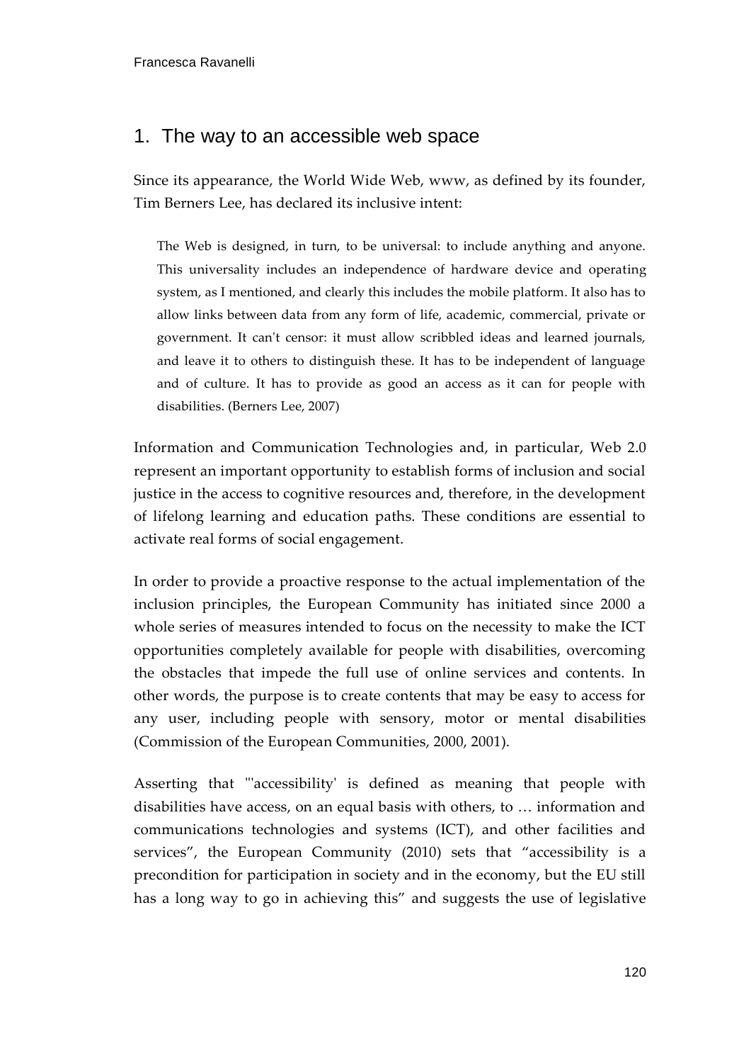## 1. The way to an accessible web space

Since its appearance, the World Wide Web, www, as defined by its founder, Tim Berners Lee, has declared its inclusive intent:

> The Web is designed, in turn, to be universal: to include anything and anyone. This universality includes an independence of hardware device and operating system, as I mentioned, and clearly this includes the mobile platform. It also has to allow links between data from any form of life, academic, commercial, private or government. It can't censor: it must allow scribbled ideas and learned journals, and leave it to others to distinguish these. It has to be independent of language and of culture. It has to provide as good an access as it can for people with disabilities. (Berners Lee, 2007)

Information and Communication Technologies and, in particular, Web 2.0 represent an important opportunity to establish forms of inclusion and social justice in the access to cognitive resources and, therefore, in the development of lifelong learning and education paths. These conditions are essential to activate real forms of social engagement.

In order to provide a proactive response to the actual implementation of the inclusion principles, the European Community has initiated since 2000 a whole series of measures intended to focus on the necessity to make the ICT opportunities completely available for people with disabilities, overcoming the obstacles that impede the full use of online services and contents. In other words, the purpose is to create contents that may be easy to access for any user, including people with sensory, motor or mental disabilities (Commission of the European Communities, 2000, 2001).

Asserting that "'accessibility' is defined as meaning that people with disabilities have access, on an equal basis with others, to … information and communications technologies and systems (ICT), and other facilities and services", the European Community (2010) sets that "accessibility is a precondition for participation in society and in the economy, but the EU still has a long way to go in achieving this" and suggests the use of legislative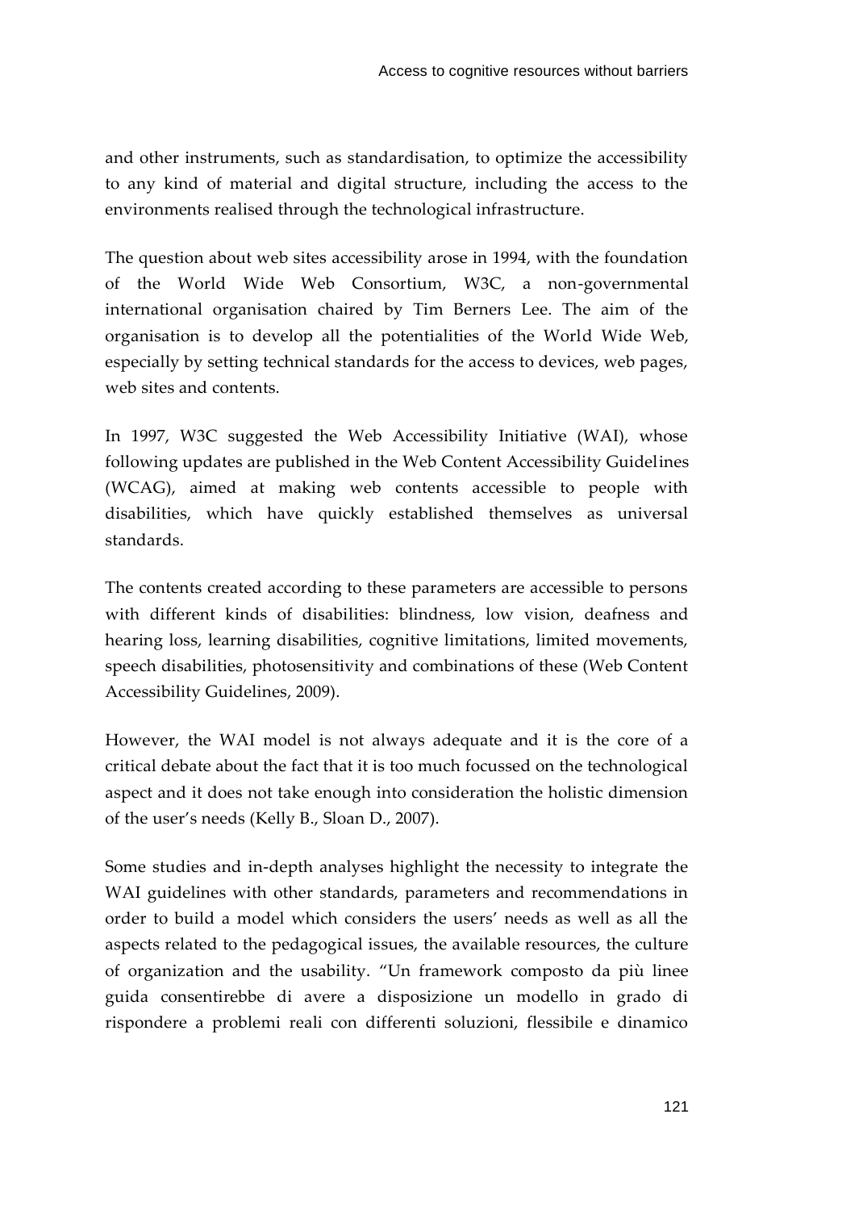and other instruments, such as standardisation, to optimize the accessibility to any kind of material and digital structure, including the access to the environments realised through the technological infrastructure.

The question about web sites accessibility arose in 1994, with the foundation of the World Wide Web Consortium, W3C, a non-governmental international organisation chaired by Tim Berners Lee. The aim of the organisation is to develop all the potentialities of the World Wide Web, especially by setting technical standards for the access to devices, web pages, web sites and contents.

In 1997, W3C suggested the Web Accessibility Initiative (WAI), whose following updates are published in the Web Content Accessibility Guidelines (WCAG), aimed at making web contents accessible to people with disabilities, which have quickly established themselves as universal standards.

The contents created according to these parameters are accessible to persons with different kinds of disabilities: blindness, low vision, deafness and hearing loss, learning disabilities, cognitive limitations, limited movements, speech disabilities, photosensitivity and combinations of these (Web Content Accessibility Guidelines, 2009).

However, the WAI model is not always adequate and it is the core of a critical debate about the fact that it is too much focussed on the technological aspect and it does not take enough into consideration the holistic dimension of the user's needs (Kelly B., Sloan D., 2007).

Some studies and in-depth analyses highlight the necessity to integrate the WAI guidelines with other standards, parameters and recommendations in order to build a model which considers the users' needs as well as all the aspects related to the pedagogical issues, the available resources, the culture of organization and the usability. "Un framework composto da più linee guida consentirebbe di avere a disposizione un modello in grado di rispondere a problemi reali con differenti soluzioni, flessibile e dinamico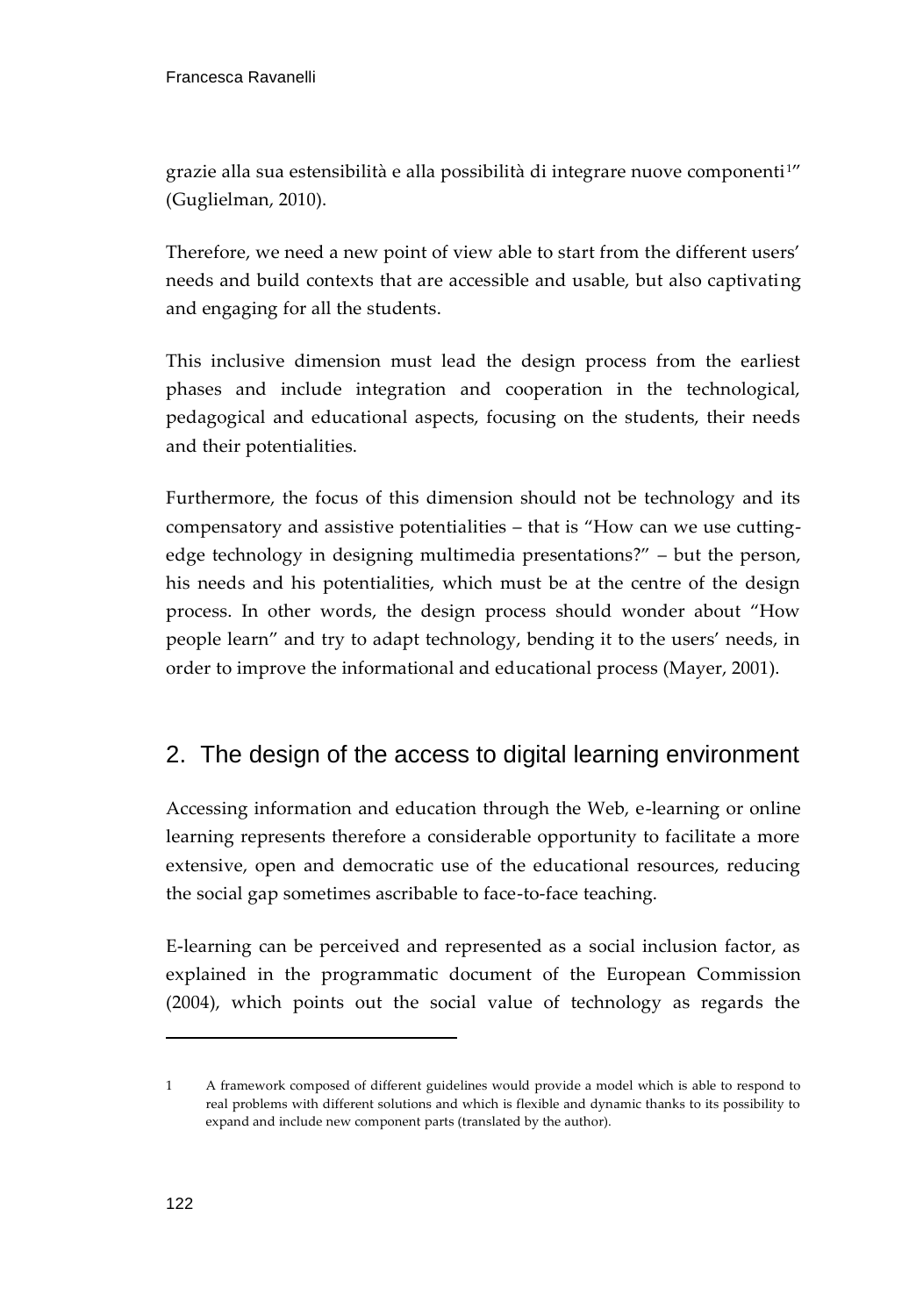grazie alla sua estensibilità e alla possibilità di integrare nuove componenti[1]" (Guglielman, 2010).

Therefore, we need a new point of view able to start from the different users' needs and build contexts that are accessible and usable, but also captivating and engaging for all the students.

This inclusive dimension must lead the design process from the earliest phases and include integration and cooperation in the technological, pedagogical and educational aspects, focusing on the students, their needs and their potentialities.

Furthermore, the focus of this dimension should not be technology and its compensatory and assistive potentialities – that is "How can we use cutting-edge technology in designing multimedia presentations?" – but the person, his needs and his potentialities, which must be at the centre of the design process. In other words, the design process should wonder about "How people learn" and try to adapt technology, bending it to the users' needs, in order to improve the informational and educational process (Mayer, 2001).

## 2. The design of the access to digital learning environment

Accessing information and education through the Web, e-learning or online learning represents therefore a considerable opportunity to facilitate a more extensive, open and democratic use of the educational resources, reducing the social gap sometimes ascribable to face-to-face teaching.

E-learning can be perceived and represented as a social inclusion factor, as explained in the programmatic document of the European Commission (2004), which points out the social value of technology as regards the

---

1 A framework composed of different guidelines would provide a model which is able to respond to real problems with different solutions and which is flexible and dynamic thanks to its possibility to expand and include new component parts (translated by the author).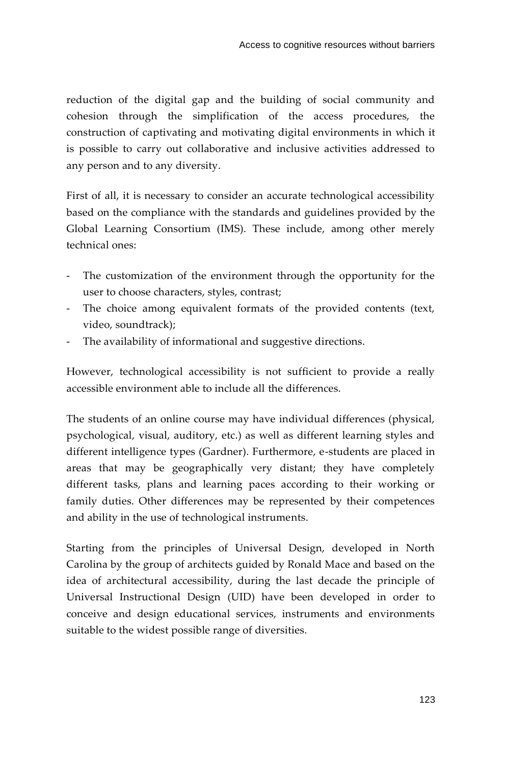reduction of the digital gap and the building of social community and cohesion through the simplification of the access procedures, the construction of captivating and motivating digital environments in which it is possible to carry out collaborative and inclusive activities addressed to any person and to any diversity.

First of all, it is necessary to consider an accurate technological accessibility based on the compliance with the standards and guidelines provided by the Global Learning Consortium (IMS). These include, among other merely technical ones:

- The customization of the environment through the opportunity for the user to choose characters, styles, contrast;
- The choice among equivalent formats of the provided contents (text, video, soundtrack);
- The availability of informational and suggestive directions.

However, technological accessibility is not sufficient to provide a really accessible environment able to include all the differences.

The students of an online course may have individual differences (physical, psychological, visual, auditory, etc.) as well as different learning styles and different intelligence types (Gardner). Furthermore, e-students are placed in areas that may be geographically very distant; they have completely different tasks, plans and learning paces according to their working or family duties. Other differences may be represented by their competences and ability in the use of technological instruments.

Starting from the principles of Universal Design, developed in North Carolina by the group of architects guided by Ronald Mace and based on the idea of architectural accessibility, during the last decade the principle of Universal Instructional Design (UID) have been developed in order to conceive and design educational services, instruments and environments suitable to the widest possible range of diversities.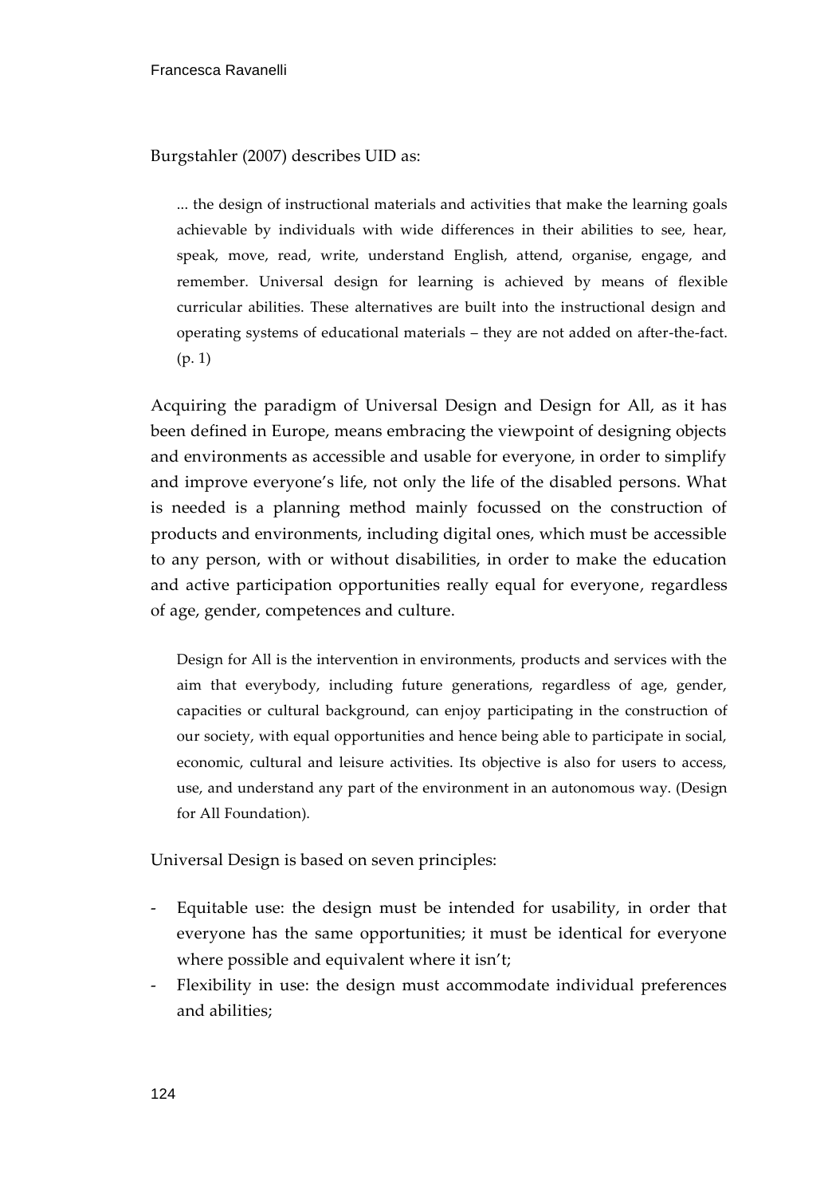Burgstahler (2007) describes UID as:

> ... the design of instructional materials and activities that make the learning goals achievable by individuals with wide differences in their abilities to see, hear, speak, move, read, write, understand English, attend, organise, engage, and remember. Universal design for learning is achieved by means of flexible curricular abilities. These alternatives are built into the instructional design and operating systems of educational materials – they are not added on after-the-fact. (p. 1)

Acquiring the paradigm of Universal Design and Design for All, as it has been defined in Europe, means embracing the viewpoint of designing objects and environments as accessible and usable for everyone, in order to simplify and improve everyone's life, not only the life of the disabled persons. What is needed is a planning method mainly focussed on the construction of products and environments, including digital ones, which must be accessible to any person, with or without disabilities, in order to make the education and active participation opportunities really equal for everyone, regardless of age, gender, competences and culture.

> Design for All is the intervention in environments, products and services with the aim that everybody, including future generations, regardless of age, gender, capacities or cultural background, can enjoy participating in the construction of our society, with equal opportunities and hence being able to participate in social, economic, cultural and leisure activities. Its objective is also for users to access, use, and understand any part of the environment in an autonomous way. (Design for All Foundation).

Universal Design is based on seven principles:

- Equitable use: the design must be intended for usability, in order that everyone has the same opportunities; it must be identical for everyone where possible and equivalent where it isn't;
- Flexibility in use: the design must accommodate individual preferences and abilities;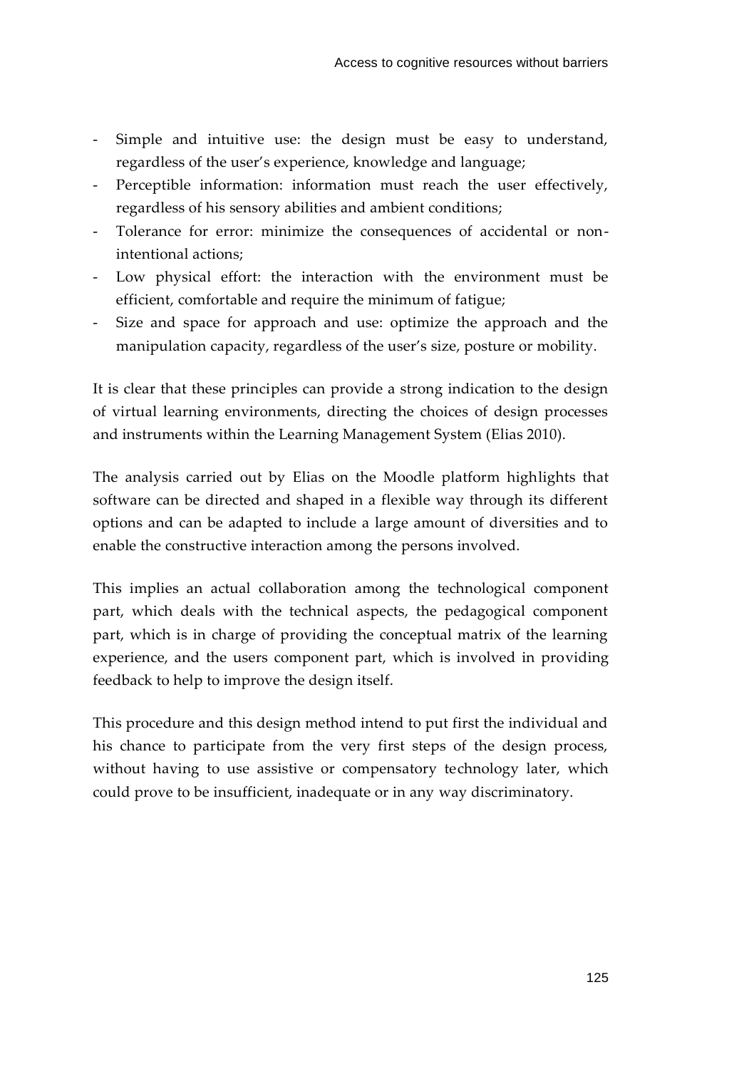- Simple and intuitive use: the design must be easy to understand, regardless of the user's experience, knowledge and language;
- Perceptible information: information must reach the user effectively, regardless of his sensory abilities and ambient conditions;
- Tolerance for error: minimize the consequences of accidental or non-intentional actions;
- Low physical effort: the interaction with the environment must be efficient, comfortable and require the minimum of fatigue;
- Size and space for approach and use: optimize the approach and the manipulation capacity, regardless of the user's size, posture or mobility.

It is clear that these principles can provide a strong indication to the design of virtual learning environments, directing the choices of design processes and instruments within the Learning Management System (Elias 2010).

The analysis carried out by Elias on the Moodle platform highlights that software can be directed and shaped in a flexible way through its different options and can be adapted to include a large amount of diversities and to enable the constructive interaction among the persons involved.

This implies an actual collaboration among the technological component part, which deals with the technical aspects, the pedagogical component part, which is in charge of providing the conceptual matrix of the learning experience, and the users component part, which is involved in providing feedback to help to improve the design itself.

This procedure and this design method intend to put first the individual and his chance to participate from the very first steps of the design process, without having to use assistive or compensatory technology later, which could prove to be insufficient, inadequate or in any way discriminatory.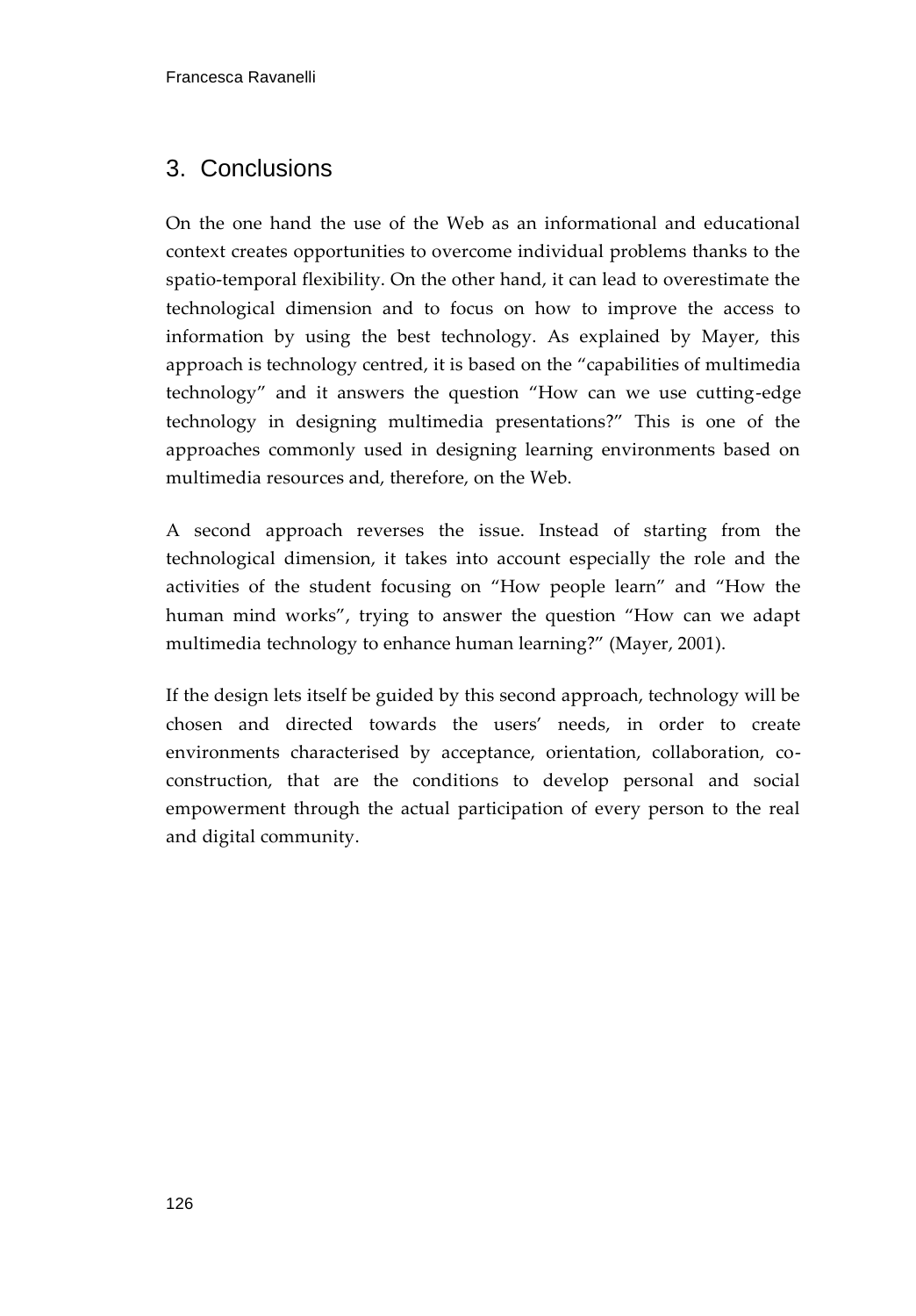## 3. Conclusions

On the one hand the use of the Web as an informational and educational context creates opportunities to overcome individual problems thanks to the spatio-temporal flexibility. On the other hand, it can lead to overestimate the technological dimension and to focus on how to improve the access to information by using the best technology. As explained by Mayer, this approach is technology centred, it is based on the "capabilities of multimedia technology" and it answers the question "How can we use cutting-edge technology in designing multimedia presentations?" This is one of the approaches commonly used in designing learning environments based on multimedia resources and, therefore, on the Web.

A second approach reverses the issue. Instead of starting from the technological dimension, it takes into account especially the role and the activities of the student focusing on "How people learn" and "How the human mind works", trying to answer the question "How can we adapt multimedia technology to enhance human learning?" (Mayer, 2001).

If the design lets itself be guided by this second approach, technology will be chosen and directed towards the users' needs, in order to create environments characterised by acceptance, orientation, collaboration, co-construction, that are the conditions to develop personal and social empowerment through the actual participation of every person to the real and digital community.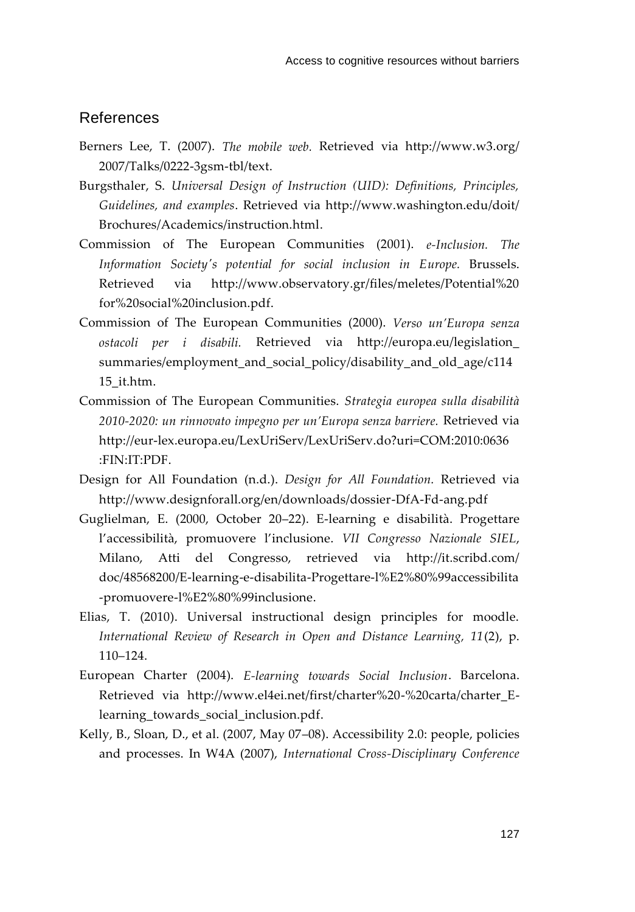## References

Berners Lee, T. (2007). *The mobile web.* Retrieved via http://www.w3.org/2007/Talks/0222-3gsm-tbl/text.

Burgsthaler, S. *Universal Design of Instruction (UID): Definitions, Principles, Guidelines, and examples*. Retrieved via http://www.washington.edu/doit/Brochures/Academics/instruction.html.

Commission of The European Communities (2001). *e-Inclusion. The Information Society's potential for social inclusion in Europe.* Brussels. Retrieved via http://www.observatory.gr/files/meletes/Potential%20for%20social%20inclusion.pdf.

Commission of The European Communities (2000). *Verso un'Europa senza ostacoli per i disabili.* Retrieved via http://europa.eu/legislation_summaries/employment_and_social_policy/disability_and_old_age/c11415_it.htm.

Commission of The European Communities. *Strategia europea sulla disabilità 2010-2020: un rinnovato impegno per un'Europa senza barriere.* Retrieved via http://eur-lex.europa.eu/LexUriServ/LexUriServ.do?uri=COM:2010:0636:FIN:IT:PDF.

Design for All Foundation (n.d.). *Design for All Foundation.* Retrieved via http://www.designforall.org/en/downloads/dossier-DfA-Fd-ang.pdf

Guglielman, E. (2000, October 20–22). E-learning e disabilità. Progettare l'accessibilità, promuovere l'inclusione. *VII Congresso Nazionale SIEL*, Milano, Atti del Congresso, retrieved via http://it.scribd.com/doc/48568200/E-learning-e-disabilita-Progettare-l%E2%80%99accessibilita-promuovere-l%E2%80%99inclusione.

Elias, T. (2010). Universal instructional design principles for moodle. *International Review of Research in Open and Distance Learning, 11*(2), p. 110–124.

European Charter (2004). *E-learning towards Social Inclusion*. Barcelona. Retrieved via http://www.el4ei.net/first/charter%20-%20carta/charter_E-learning_towards_social_inclusion.pdf.

Kelly, B., Sloan, D., et al. (2007, May 07–08). Accessibility 2.0: people, policies and processes. In W4A (2007), *International Cross-Disciplinary Conference*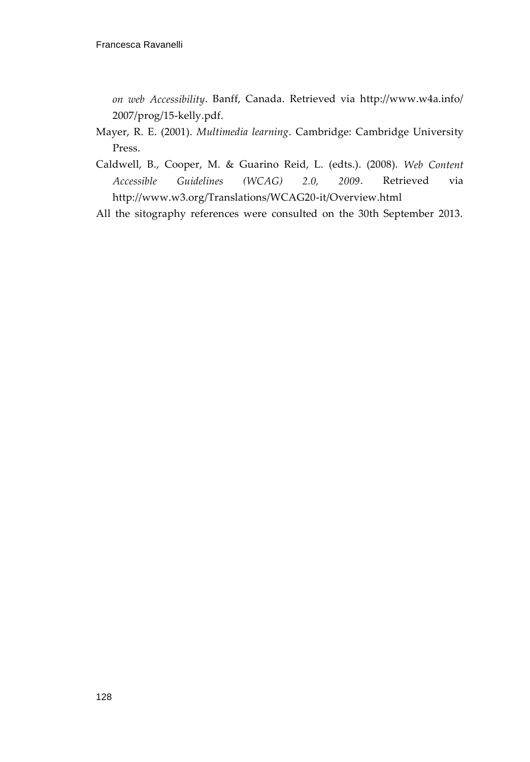*on web Accessibility*. Banff, Canada. Retrieved via http://www.w4a.info/2007/prog/15-kelly.pdf.

Mayer, R. E. (2001). *Multimedia learning*. Cambridge: Cambridge University Press.

Caldwell, B., Cooper, M. & Guarino Reid, L. (edts.). (2008). *Web Content Accessible Guidelines (WCAG) 2.0, 2009*. Retrieved via http://www.w3.org/Translations/WCAG20-it/Overview.html

All the sitography references were consulted on the 30th September 2013.